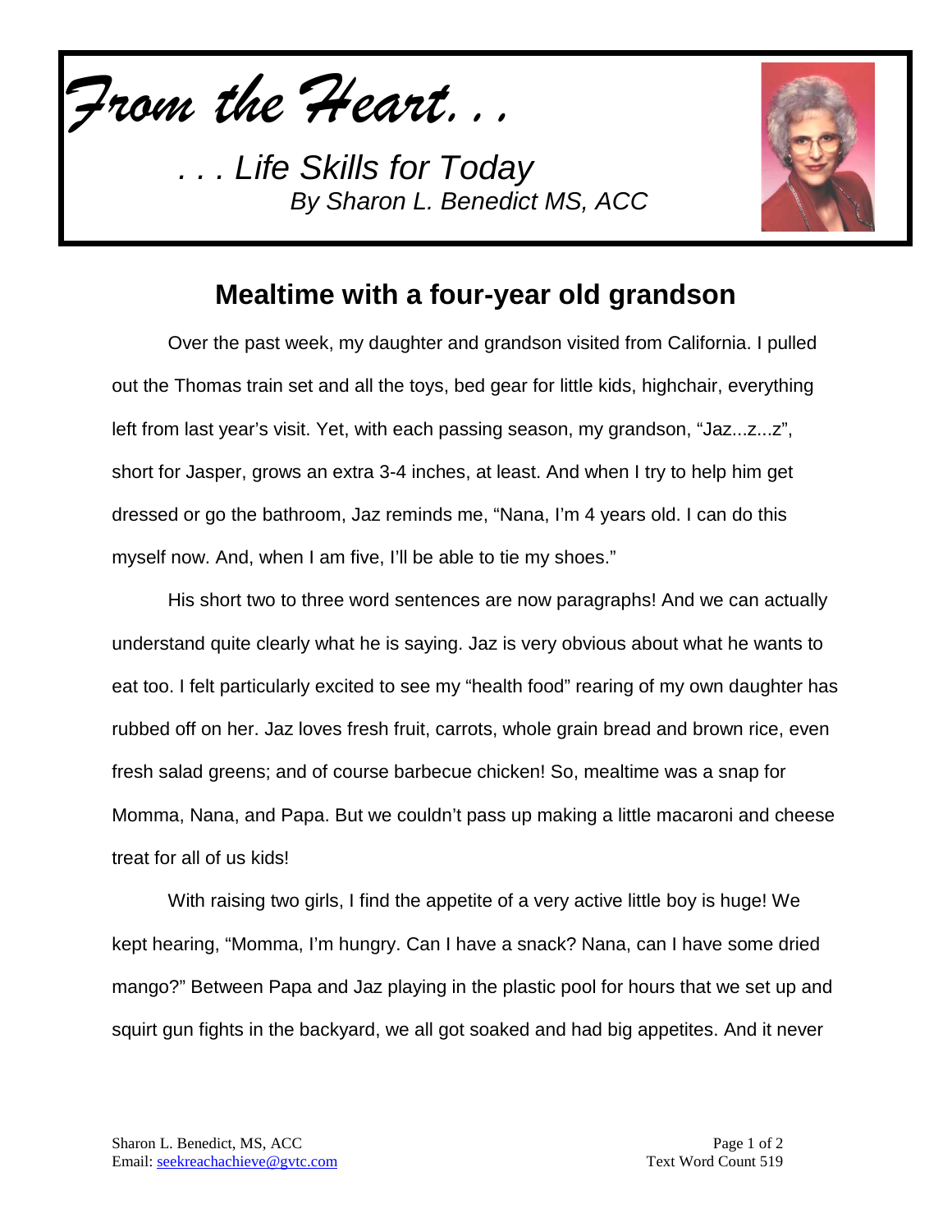*From the Heart. . .*

*. . . Life Skills for Today*
*By Sharon L. Benedict MS, ACC*

## Mealtime with a four-year old grandson

Over the past week, my daughter and grandson visited from California. I pulled out the Thomas train set and all the toys, bed gear for little kids, highchair, everything left from last year's visit. Yet, with each passing season, my grandson, "Jaz...z...z", short for Jasper, grows an extra 3-4 inches, at least. And when I try to help him get dressed or go the bathroom, Jaz reminds me, "Nana, I'm 4 years old. I can do this myself now. And, when I am five, I'll be able to tie my shoes."

His short two to three word sentences are now paragraphs! And we can actually understand quite clearly what he is saying. Jaz is very obvious about what he wants to eat too. I felt particularly excited to see my "health food" rearing of my own daughter has rubbed off on her. Jaz loves fresh fruit, carrots, whole grain bread and brown rice, even fresh salad greens; and of course barbecue chicken! So, mealtime was a snap for Momma, Nana, and Papa. But we couldn't pass up making a little macaroni and cheese treat for all of us kids!

With raising two girls, I find the appetite of a very active little boy is huge! We kept hearing, "Momma, I'm hungry. Can I have a snack? Nana, can I have some dried mango?" Between Papa and Jaz playing in the plastic pool for hours that we set up and squirt gun fights in the backyard, we all got soaked and had big appetites. And it never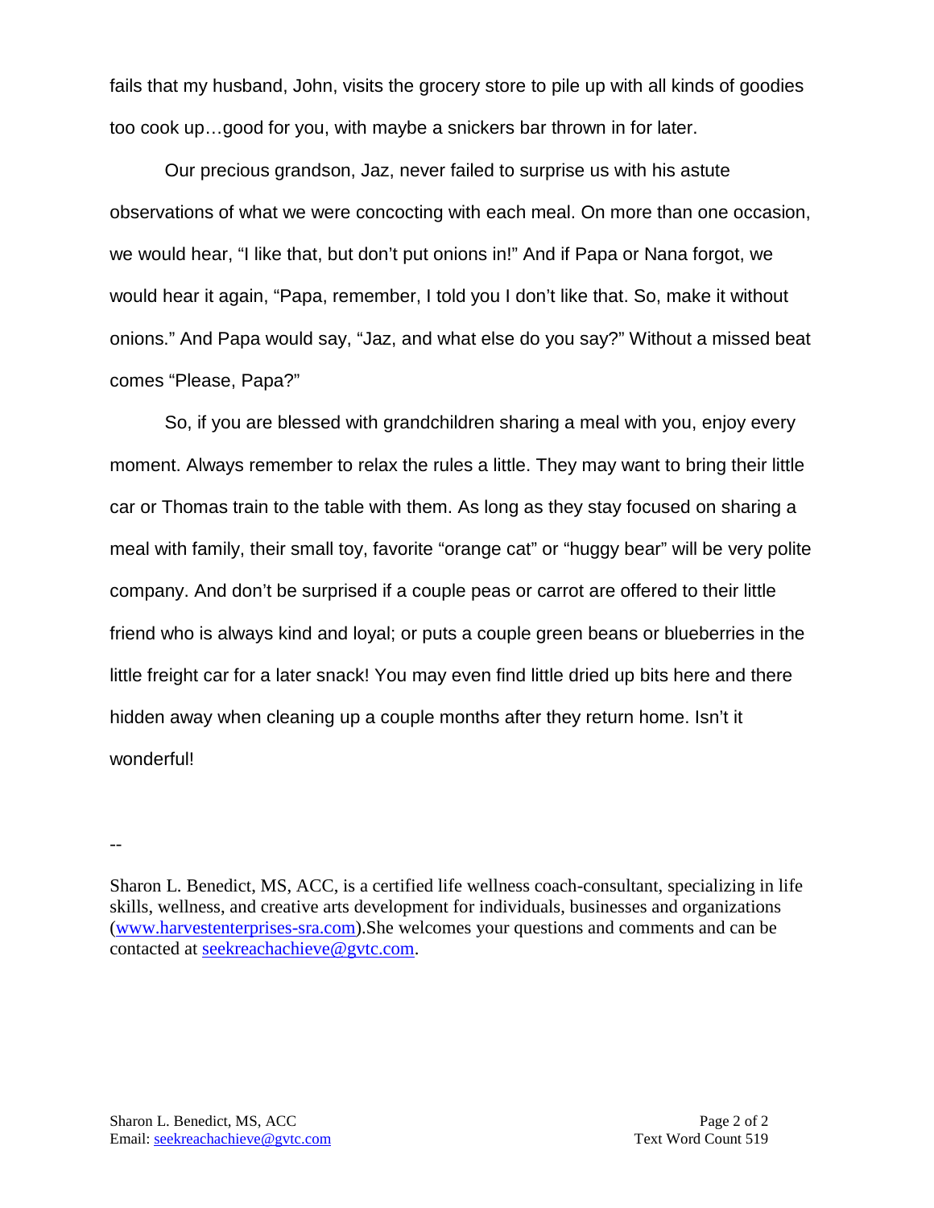fails that my husband, John, visits the grocery store to pile up with all kinds of goodies too cook up…good for you, with maybe a snickers bar thrown in for later.

Our precious grandson, Jaz, never failed to surprise us with his astute observations of what we were concocting with each meal. On more than one occasion, we would hear, "I like that, but don't put onions in!" And if Papa or Nana forgot, we would hear it again, "Papa, remember, I told you I don't like that. So, make it without onions." And Papa would say, "Jaz, and what else do you say?" Without a missed beat comes "Please, Papa?"

So, if you are blessed with grandchildren sharing a meal with you, enjoy every moment. Always remember to relax the rules a little. They may want to bring their little car or Thomas train to the table with them. As long as they stay focused on sharing a meal with family, their small toy, favorite "orange cat" or "huggy bear" will be very polite company. And don't be surprised if a couple peas or carrot are offered to their little friend who is always kind and loyal; or puts a couple green beans or blueberries in the little freight car for a later snack! You may even find little dried up bits here and there hidden away when cleaning up a couple months after they return home. Isn't it wonderful!

--

Sharon L. Benedict, MS, ACC, is a certified life wellness coach-consultant, specializing in life skills, wellness, and creative arts development for individuals, businesses and organizations (www.harvestenterprises-sra.com).She welcomes your questions and comments and can be contacted at seekreachachieve@gvtc.com.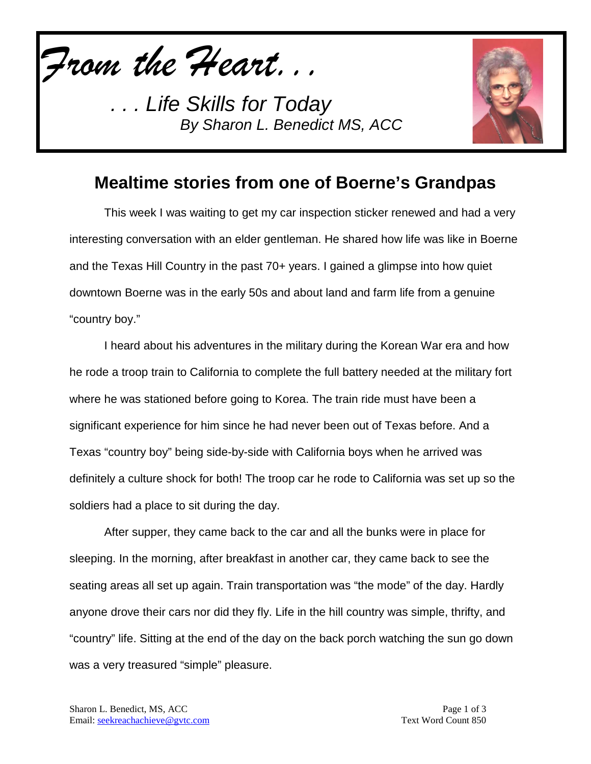*From the Heart. . .*

*. . . Life Skills for Today*
*By Sharon L. Benedict MS, ACC*

## Mealtime stories from one of Boerne's Grandpas

This week I was waiting to get my car inspection sticker renewed and had a very interesting conversation with an elder gentleman. He shared how life was like in Boerne and the Texas Hill Country in the past 70+ years. I gained a glimpse into how quiet downtown Boerne was in the early 50s and about land and farm life from a genuine "country boy."

I heard about his adventures in the military during the Korean War era and how he rode a troop train to California to complete the full battery needed at the military fort where he was stationed before going to Korea. The train ride must have been a significant experience for him since he had never been out of Texas before. And a Texas "country boy" being side-by-side with California boys when he arrived was definitely a culture shock for both! The troop car he rode to California was set up so the soldiers had a place to sit during the day.

After supper, they came back to the car and all the bunks were in place for sleeping. In the morning, after breakfast in another car, they came back to see the seating areas all set up again. Train transportation was "the mode" of the day. Hardly anyone drove their cars nor did they fly. Life in the hill country was simple, thrifty, and "country" life. Sitting at the end of the day on the back porch watching the sun go down was a very treasured "simple" pleasure.

Sharon L. Benedict, MS, ACC
Email: seekreachachieve@gvtc.com

Text Word Count 850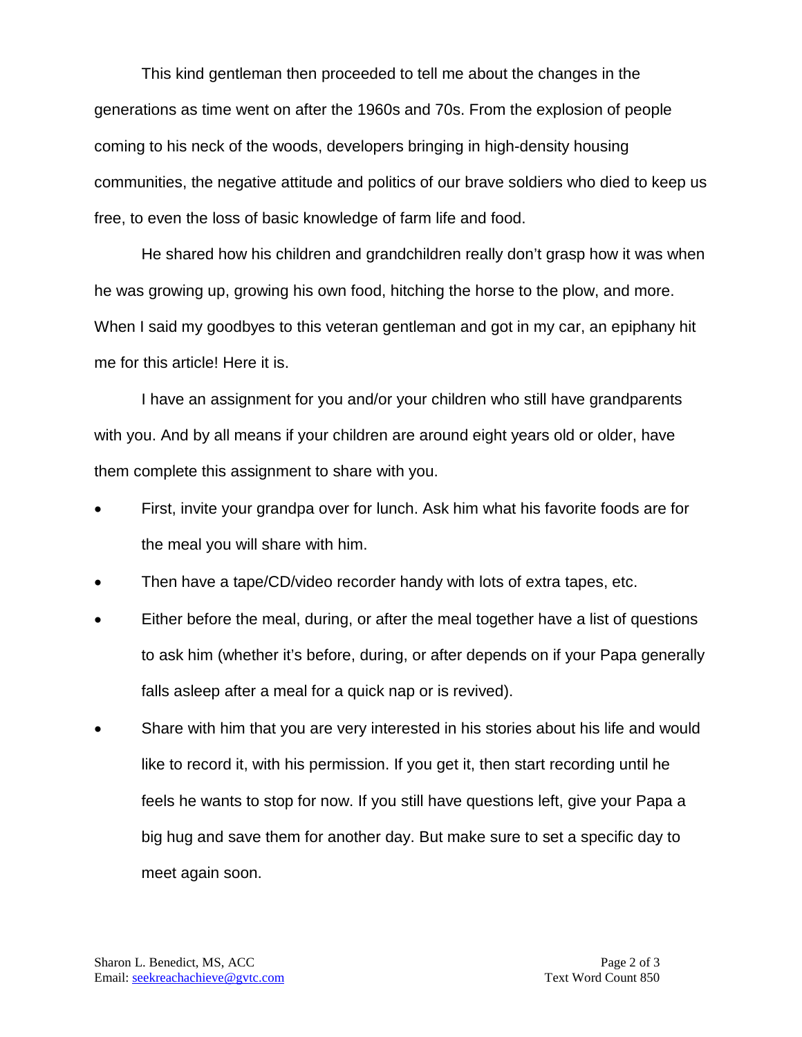This kind gentleman then proceeded to tell me about the changes in the generations as time went on after the 1960s and 70s. From the explosion of people coming to his neck of the woods, developers bringing in high-density housing communities, the negative attitude and politics of our brave soldiers who died to keep us free, to even the loss of basic knowledge of farm life and food.

He shared how his children and grandchildren really don't grasp how it was when he was growing up, growing his own food, hitching the horse to the plow, and more. When I said my goodbyes to this veteran gentleman and got in my car, an epiphany hit me for this article! Here it is.

I have an assignment for you and/or your children who still have grandparents with you. And by all means if your children are around eight years old or older, have them complete this assignment to share with you.

- First, invite your grandpa over for lunch. Ask him what his favorite foods are for the meal you will share with him.
- Then have a tape/CD/video recorder handy with lots of extra tapes, etc.
- Either before the meal, during, or after the meal together have a list of questions to ask him (whether it's before, during, or after depends on if your Papa generally falls asleep after a meal for a quick nap or is revived).
- Share with him that you are very interested in his stories about his life and would like to record it, with his permission. If you get it, then start recording until he feels he wants to stop for now. If you still have questions left, give your Papa a big hug and save them for another day. But make sure to set a specific day to meet again soon.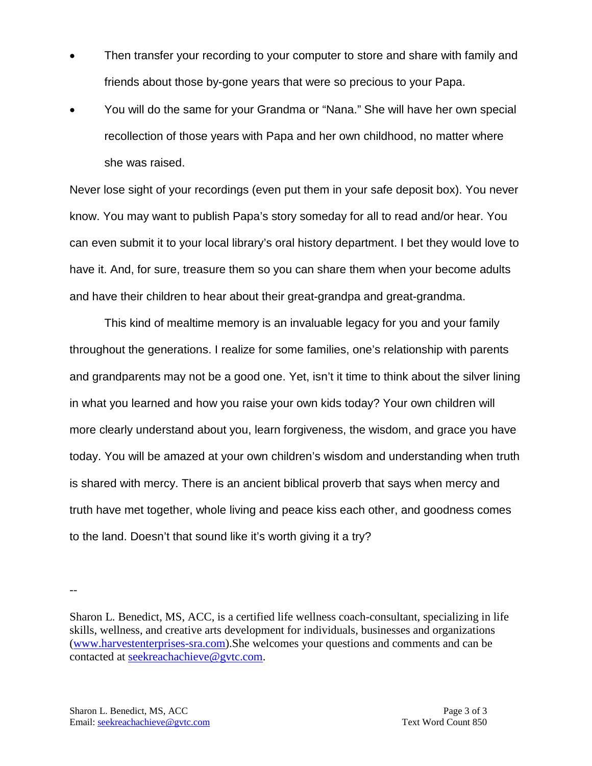- Then transfer your recording to your computer to store and share with family and friends about those by-gone years that were so precious to your Papa.
- You will do the same for your Grandma or "Nana." She will have her own special recollection of those years with Papa and her own childhood, no matter where she was raised.

Never lose sight of your recordings (even put them in your safe deposit box). You never know. You may want to publish Papa's story someday for all to read and/or hear. You can even submit it to your local library's oral history department. I bet they would love to have it. And, for sure, treasure them so you can share them when your become adults and have their children to hear about their great-grandpa and great-grandma.

This kind of mealtime memory is an invaluable legacy for you and your family throughout the generations. I realize for some families, one's relationship with parents and grandparents may not be a good one. Yet, isn't it time to think about the silver lining in what you learned and how you raise your own kids today? Your own children will more clearly understand about you, learn forgiveness, the wisdom, and grace you have today. You will be amazed at your own children's wisdom and understanding when truth is shared with mercy. There is an ancient biblical proverb that says when mercy and truth have met together, whole living and peace kiss each other, and goodness comes to the land. Doesn't that sound like it's worth giving it a try?

--

Sharon L. Benedict, MS, ACC, is a certified life wellness coach-consultant, specializing in life skills, wellness, and creative arts development for individuals, businesses and organizations ([www.harvestenterprises-sra.com](http://www.harvestenterprises-sra.com)).She welcomes your questions and comments and can be contacted at [seekreachachieve@gvtc.com](mailto:seekreachachieve@gvtc.com).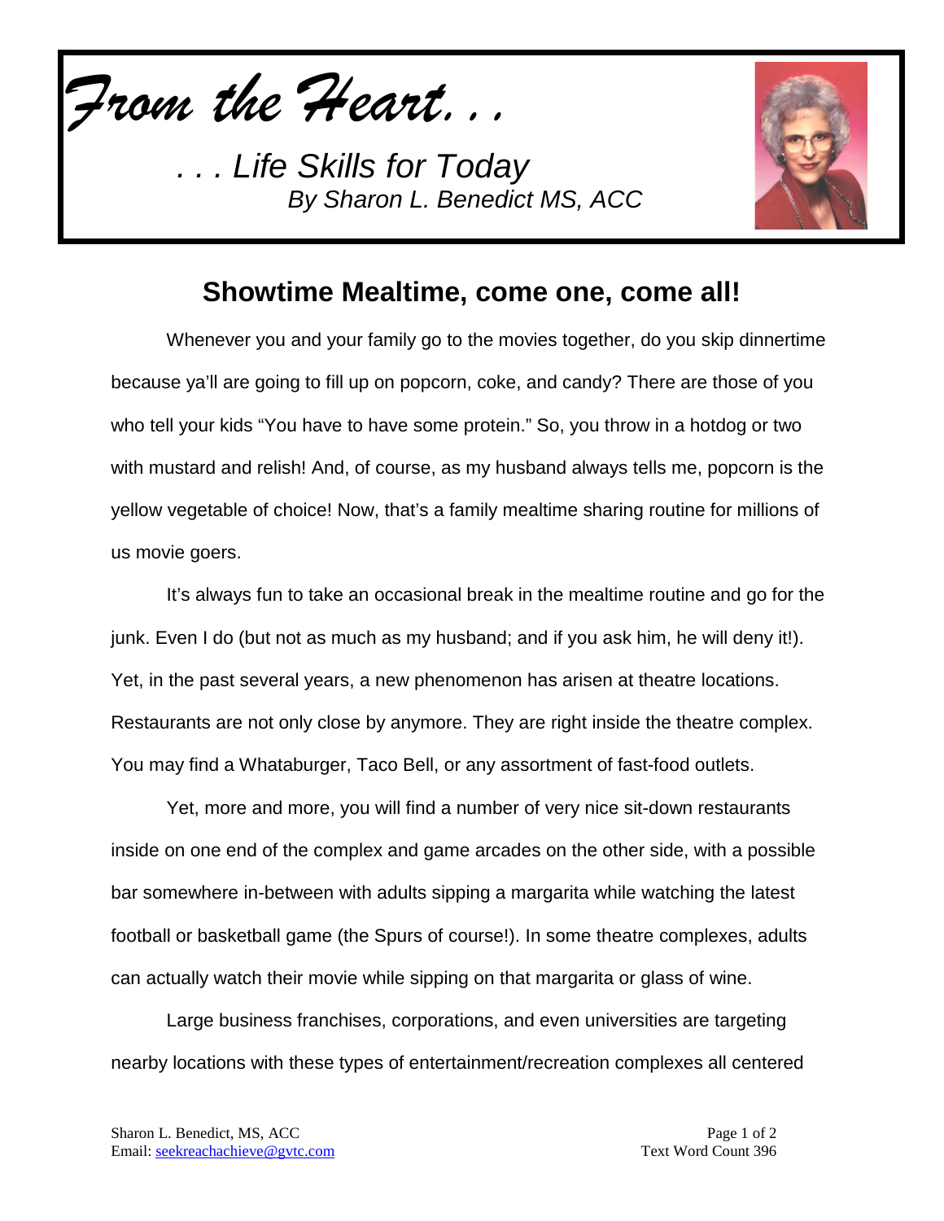*From the Heart. . .*

*. . . Life Skills for Today*
*By Sharon L. Benedict MS, ACC*

## Showtime Mealtime, come one, come all!

Whenever you and your family go to the movies together, do you skip dinnertime because ya'll are going to fill up on popcorn, coke, and candy? There are those of you who tell your kids "You have to have some protein." So, you throw in a hotdog or two with mustard and relish! And, of course, as my husband always tells me, popcorn is the yellow vegetable of choice! Now, that's a family mealtime sharing routine for millions of us movie goers.

It's always fun to take an occasional break in the mealtime routine and go for the junk. Even I do (but not as much as my husband; and if you ask him, he will deny it!). Yet, in the past several years, a new phenomenon has arisen at theatre locations. Restaurants are not only close by anymore. They are right inside the theatre complex. You may find a Whataburger, Taco Bell, or any assortment of fast-food outlets.

Yet, more and more, you will find a number of very nice sit-down restaurants inside on one end of the complex and game arcades on the other side, with a possible bar somewhere in-between with adults sipping a margarita while watching the latest football or basketball game (the Spurs of course!). In some theatre complexes, adults can actually watch their movie while sipping on that margarita or glass of wine.

Large business franchises, corporations, and even universities are targeting nearby locations with these types of entertainment/recreation complexes all centered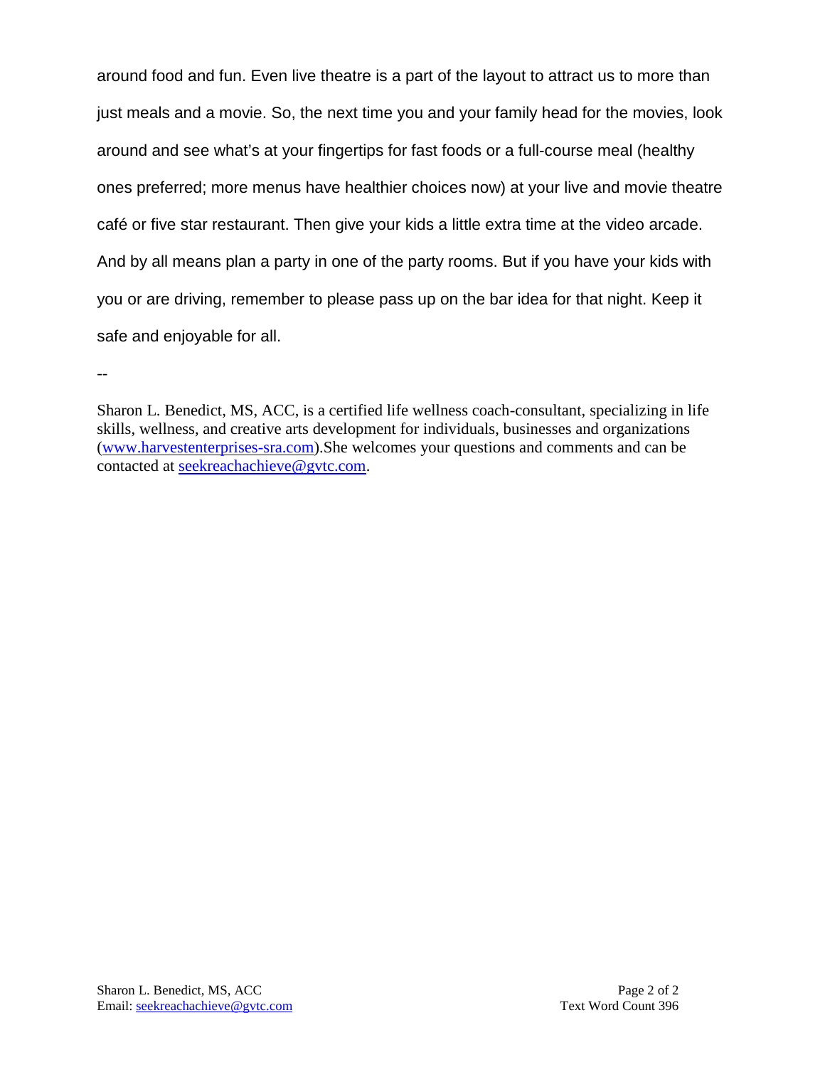around food and fun. Even live theatre is a part of the layout to attract us to more than just meals and a movie. So, the next time you and your family head for the movies, look around and see what's at your fingertips for fast foods or a full-course meal (healthy ones preferred; more menus have healthier choices now) at your live and movie theatre café or five star restaurant. Then give your kids a little extra time at the video arcade. And by all means plan a party in one of the party rooms. But if you have your kids with you or are driving, remember to please pass up on the bar idea for that night. Keep it safe and enjoyable for all.

--

Sharon L. Benedict, MS, ACC, is a certified life wellness coach-consultant, specializing in life skills, wellness, and creative arts development for individuals, businesses and organizations ([www.harvestenterprises-sra.com](http://www.harvestenterprises-sra.com)).She welcomes your questions and comments and can be contacted at [seekreachachieve@gvtc.com](mailto:seekreachachieve@gvtc.com).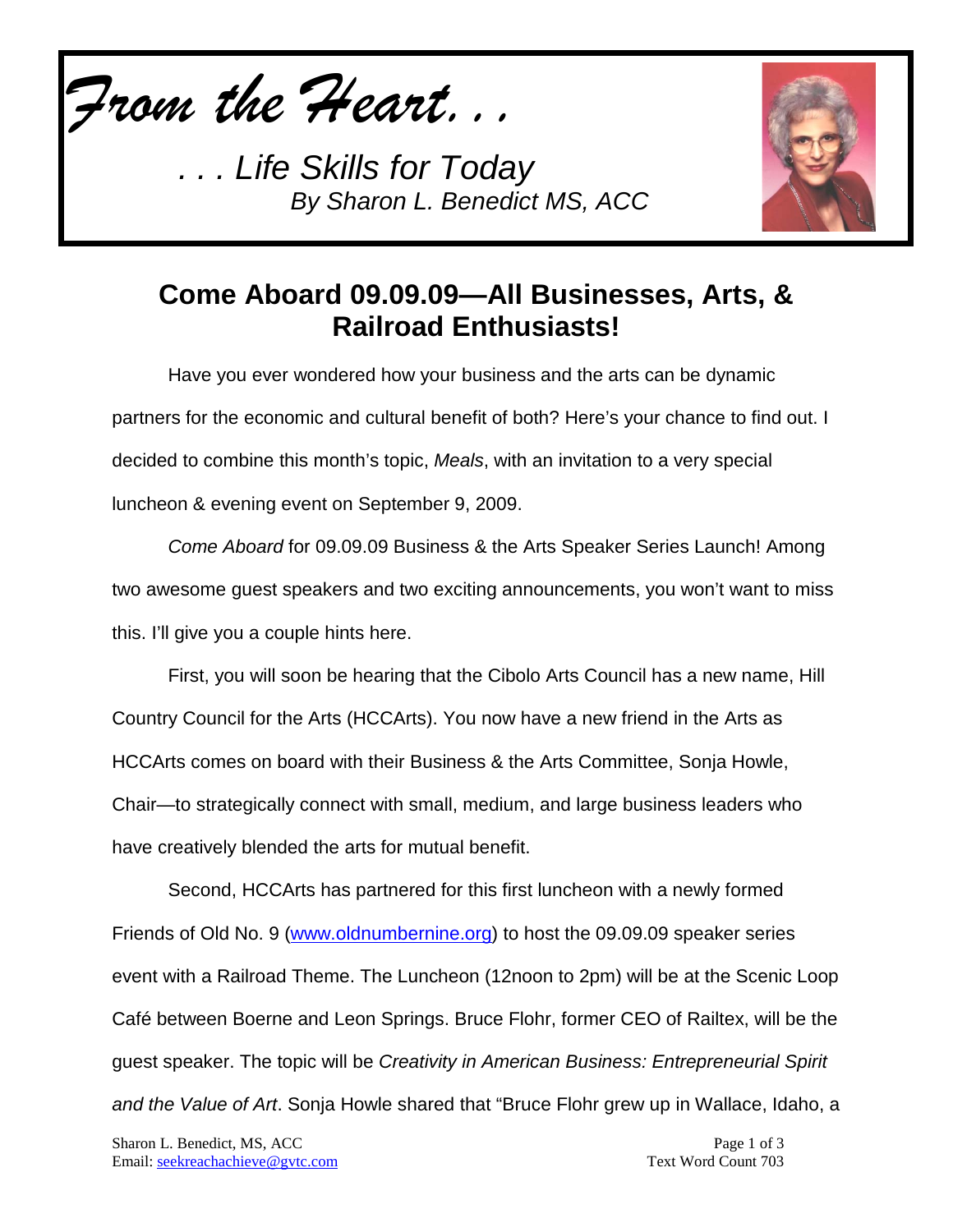*From the Heart. . .*

*. . . Life Skills for Today*
*By Sharon L. Benedict MS, ACC*

# Come Aboard 09.09.09—All Businesses, Arts, & Railroad Enthusiasts!

Have you ever wondered how your business and the arts can be dynamic partners for the economic and cultural benefit of both? Here's your chance to find out. I decided to combine this month's topic, *Meals*, with an invitation to a very special luncheon & evening event on September 9, 2009.

*Come Aboard* for 09.09.09 Business & the Arts Speaker Series Launch! Among two awesome guest speakers and two exciting announcements, you won't want to miss this. I'll give you a couple hints here.

First, you will soon be hearing that the Cibolo Arts Council has a new name, Hill Country Council for the Arts (HCCArts). You now have a new friend in the Arts as HCCArts comes on board with their Business & the Arts Committee, Sonja Howle, Chair—to strategically connect with small, medium, and large business leaders who have creatively blended the arts for mutual benefit.

Second, HCCArts has partnered for this first luncheon with a newly formed Friends of Old No. 9 (www.oldnumbernine.org) to host the 09.09.09 speaker series event with a Railroad Theme. The Luncheon (12noon to 2pm) will be at the Scenic Loop Café between Boerne and Leon Springs. Bruce Flohr, former CEO of Railtex, will be the guest speaker. The topic will be *Creativity in American Business: Entrepreneurial Spirit and the Value of Art*. Sonja Howle shared that "Bruce Flohr grew up in Wallace, Idaho, a

Sharon L. Benedict, MS, ACC
Email: seekreachachieve@gvtc.com
Text Word Count 703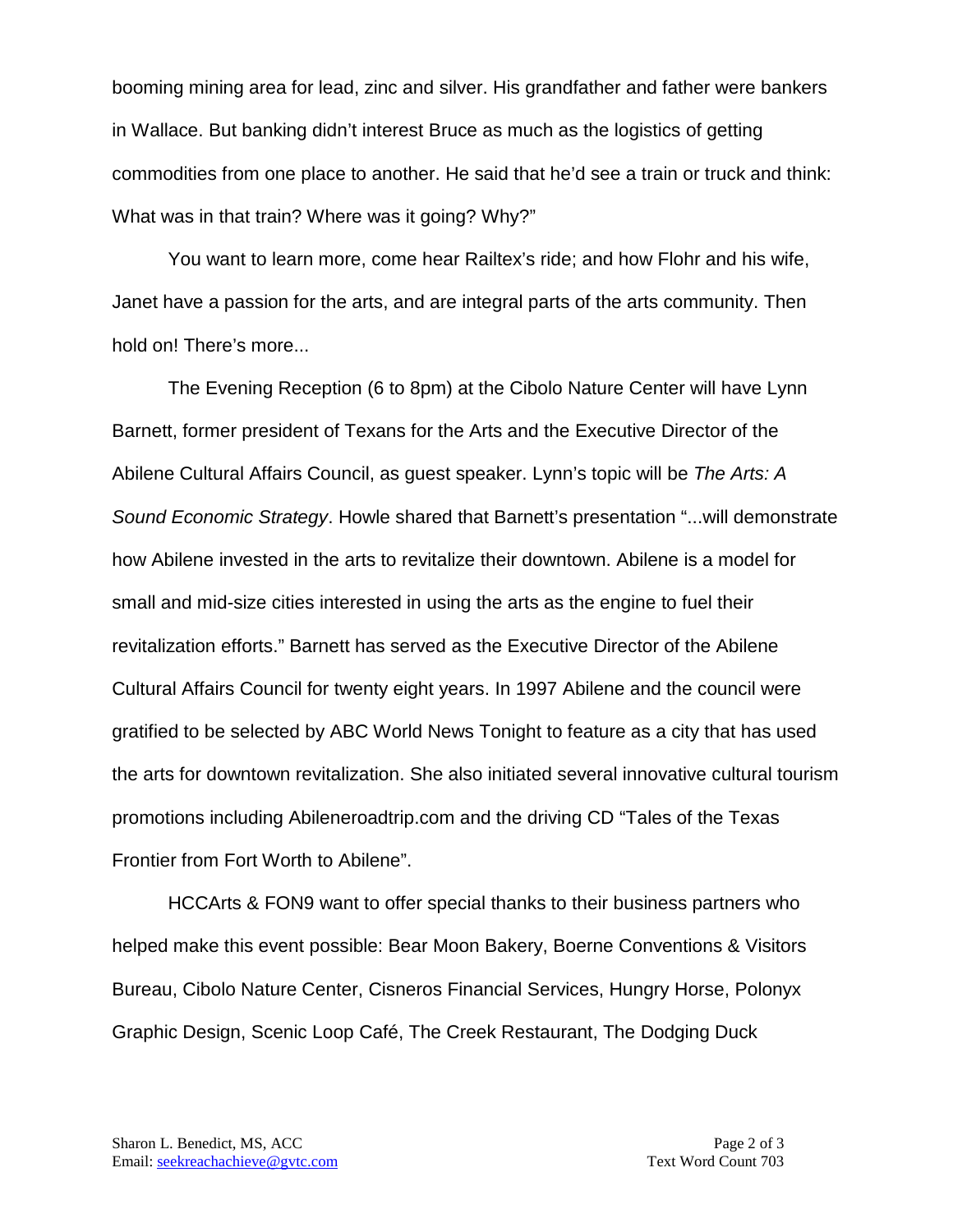booming mining area for lead, zinc and silver. His grandfather and father were bankers in Wallace. But banking didn't interest Bruce as much as the logistics of getting commodities from one place to another. He said that he'd see a train or truck and think: What was in that train? Where was it going? Why?"

You want to learn more, come hear Railtex's ride; and how Flohr and his wife, Janet have a passion for the arts, and are integral parts of the arts community. Then hold on! There's more...

The Evening Reception (6 to 8pm) at the Cibolo Nature Center will have Lynn Barnett, former president of Texans for the Arts and the Executive Director of the Abilene Cultural Affairs Council, as guest speaker. Lynn's topic will be *The Arts: A Sound Economic Strategy*. Howle shared that Barnett's presentation "...will demonstrate how Abilene invested in the arts to revitalize their downtown. Abilene is a model for small and mid-size cities interested in using the arts as the engine to fuel their revitalization efforts." Barnett has served as the Executive Director of the Abilene Cultural Affairs Council for twenty eight years. In 1997 Abilene and the council were gratified to be selected by ABC World News Tonight to feature as a city that has used the arts for downtown revitalization. She also initiated several innovative cultural tourism promotions including Abileneroadtrip.com and the driving CD "Tales of the Texas Frontier from Fort Worth to Abilene".

HCCArts & FON9 want to offer special thanks to their business partners who helped make this event possible: Bear Moon Bakery, Boerne Conventions & Visitors Bureau, Cibolo Nature Center, Cisneros Financial Services, Hungry Horse, Polonyx Graphic Design, Scenic Loop Café, The Creek Restaurant, The Dodging Duck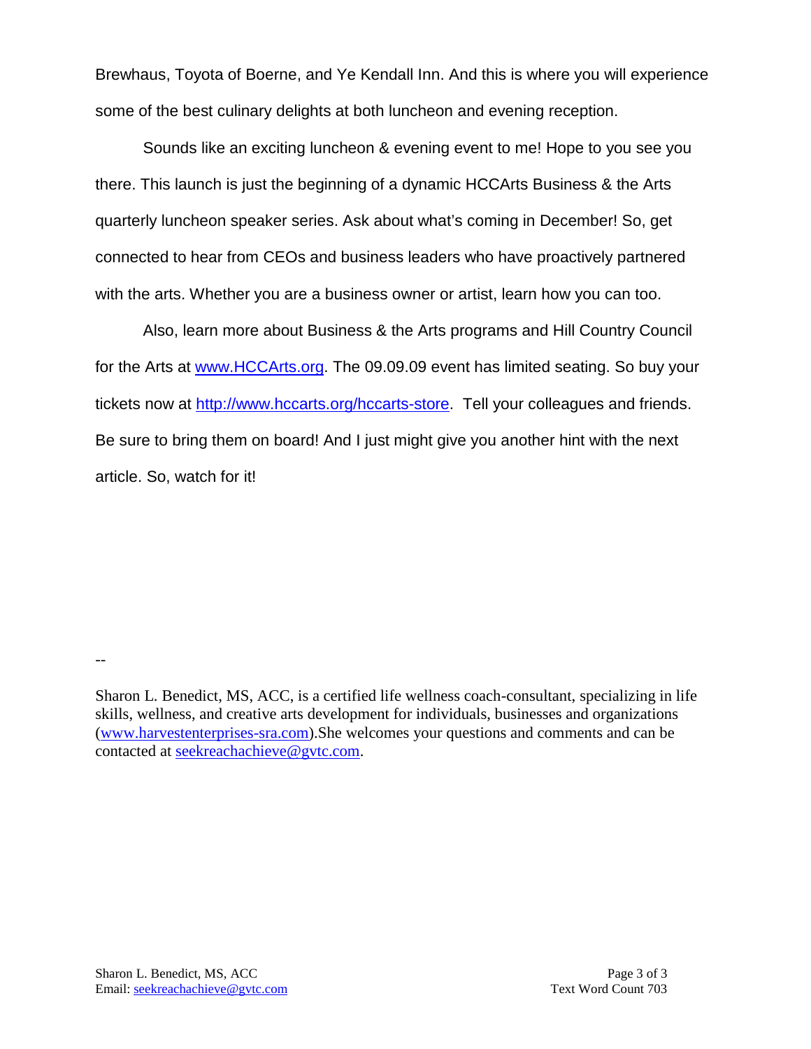Brewhaus, Toyota of Boerne, and Ye Kendall Inn. And this is where you will experience some of the best culinary delights at both luncheon and evening reception.

Sounds like an exciting luncheon & evening event to me! Hope to you see you there. This launch is just the beginning of a dynamic HCCArts Business & the Arts quarterly luncheon speaker series. Ask about what's coming in December! So, get connected to hear from CEOs and business leaders who have proactively partnered with the arts. Whether you are a business owner or artist, learn how you can too.

Also, learn more about Business & the Arts programs and Hill Country Council for the Arts at www.HCCArts.org. The 09.09.09 event has limited seating. So buy your tickets now at http://www.hccarts.org/hccarts-store. Tell your colleagues and friends. Be sure to bring them on board! And I just might give you another hint with the next article. So, watch for it!

--

Sharon L. Benedict, MS, ACC, is a certified life wellness coach-consultant, specializing in life skills, wellness, and creative arts development for individuals, businesses and organizations (www.harvestenterprises-sra.com).She welcomes your questions and comments and can be contacted at seekreachachieve@gvtc.com.